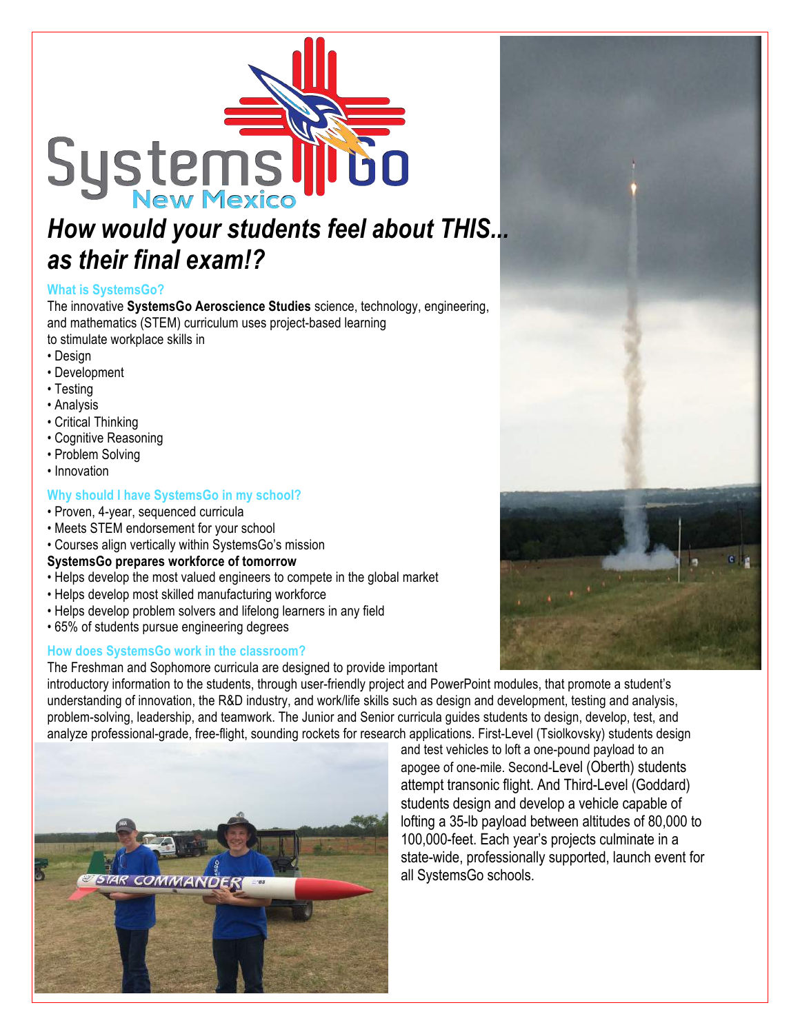# SystemsGo New Mexico

## *How would your students feel about THIS... as their final exam!?*

### What is SystemsGo?

The innovative **SystemsGo Aeroscience Studies** science, technology, engineering, and mathematics (STEM) curriculum uses project-based learning to stimulate workplace skills in

- Design
- Development
- Testing
- Analysis
- Critical Thinking
- Cognitive Reasoning
- Problem Solving
- Innovation

### Why should I have SystemsGo in my school?

- Proven, 4-year, sequenced curricula
- Meets STEM endorsement for your school
- Courses align vertically within SystemsGo's mission

**SystemsGo prepares workforce of tomorrow**

- Helps develop the most valued engineers to compete in the global market
- Helps develop most skilled manufacturing workforce
- Helps develop problem solvers and lifelong learners in any field
- 65% of students pursue engineering degrees

### How does SystemsGo work in the classroom?

The Freshman and Sophomore curricula are designed to provide important introductory information to the students, through user-friendly project and PowerPoint modules, that promote a student's understanding of innovation, the R&D industry, and work/life skills such as design and development, testing and analysis, problem-solving, leadership, and teamwork. The Junior and Senior curricula guides students to design, develop, test, and analyze professional-grade, free-flight, sounding rockets for research applications. First-Level (Tsiolkovsky) students design and test vehicles to loft a one-pound payload to an apogee of one-mile. Second-Level (Oberth) students attempt transonic flight. And Third-Level (Goddard) students design and develop a vehicle capable of lofting a 35-lb payload between altitudes of 80,000 to 100,000-feet. Each year's projects culminate in a state-wide, professionally supported, launch event for all SystemsGo schools.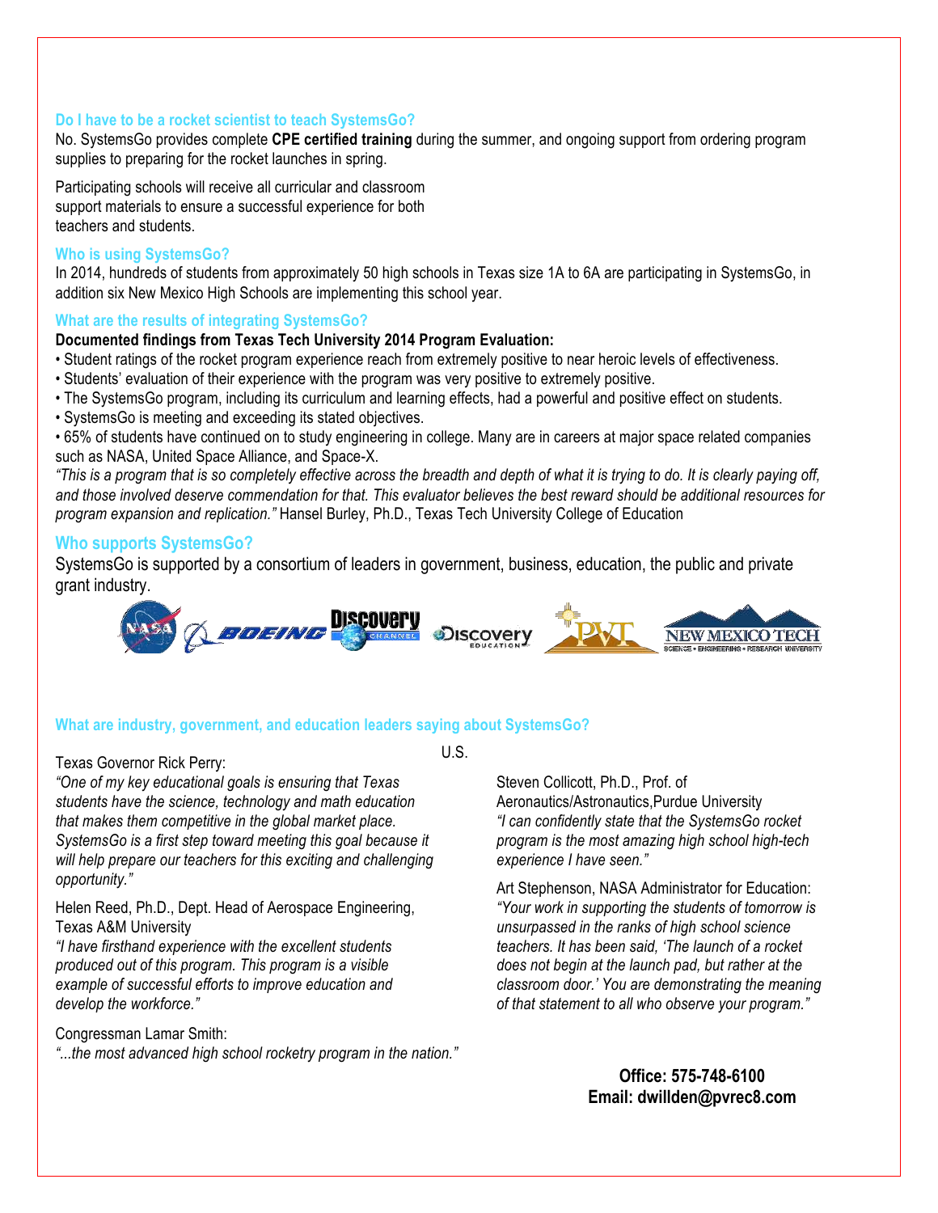### Do I have to be a rocket scientist to teach SystemsGo?

No. SystemsGo provides complete **CPE certified training** during the summer, and ongoing support from ordering program supplies to preparing for the rocket launches in spring.

Participating schools will receive all curricular and classroom support materials to ensure a successful experience for both teachers and students.

### Who is using SystemsGo?

In 2014, hundreds of students from approximately 50 high schools in Texas size 1A to 6A are participating in SystemsGo, in addition six New Mexico High Schools are implementing this school year.

### What are the results of integrating SystemsGo?

**Documented findings from Texas Tech University 2014 Program Evaluation:**

- Student ratings of the rocket program experience reach from extremely positive to near heroic levels of effectiveness.
- Students' evaluation of their experience with the program was very positive to extremely positive.
- The SystemsGo program, including its curriculum and learning effects, had a powerful and positive effect on students.
- SystemsGo is meeting and exceeding its stated objectives.
- 65% of students have continued on to study engineering in college. Many are in careers at major space related companies such as NASA, United Space Alliance, and Space-X.

*"This is a program that is so completely effective across the breadth and depth of what it is trying to do. It is clearly paying off, and those involved deserve commendation for that. This evaluator believes the best reward should be additional resources for program expansion and replication."* Hansel Burley, Ph.D., Texas Tech University College of Education

### Who supports SystemsGo?

SystemsGo is supported by a consortium of leaders in government, business, education, the public and private grant industry.

### What are industry, government, and education leaders saying about SystemsGo?

Texas Governor Rick Perry:
*"One of my key educational goals is ensuring that Texas students have the science, technology and math education that makes them competitive in the global market place. SystemsGo is a first step toward meeting this goal because it will help prepare our teachers for this exciting and challenging opportunity."*

Helen Reed, Ph.D., Dept. Head of Aerospace Engineering, Texas A&M University
*"I have firsthand experience with the excellent students produced out of this program. This program is a visible example of successful efforts to improve education and develop the workforce."*

U.S. Congressman Lamar Smith:
*"...the most advanced high school rocketry program in the nation."*

Steven Collicott, Ph.D., Prof. of Aeronautics/Astronautics,Purdue University
*"I can confidently state that the SystemsGo rocket program is the most amazing high school high-tech experience I have seen."*

Art Stephenson, NASA Administrator for Education:
*"Your work in supporting the students of tomorrow is unsurpassed in the ranks of high school science teachers. It has been said, 'The launch of a rocket does not begin at the launch pad, but rather at the classroom door.' You are demonstrating the meaning of that statement to all who observe your program."*

**Office: 575-748-6100**
**Email: dwillden@pvrec8.com**